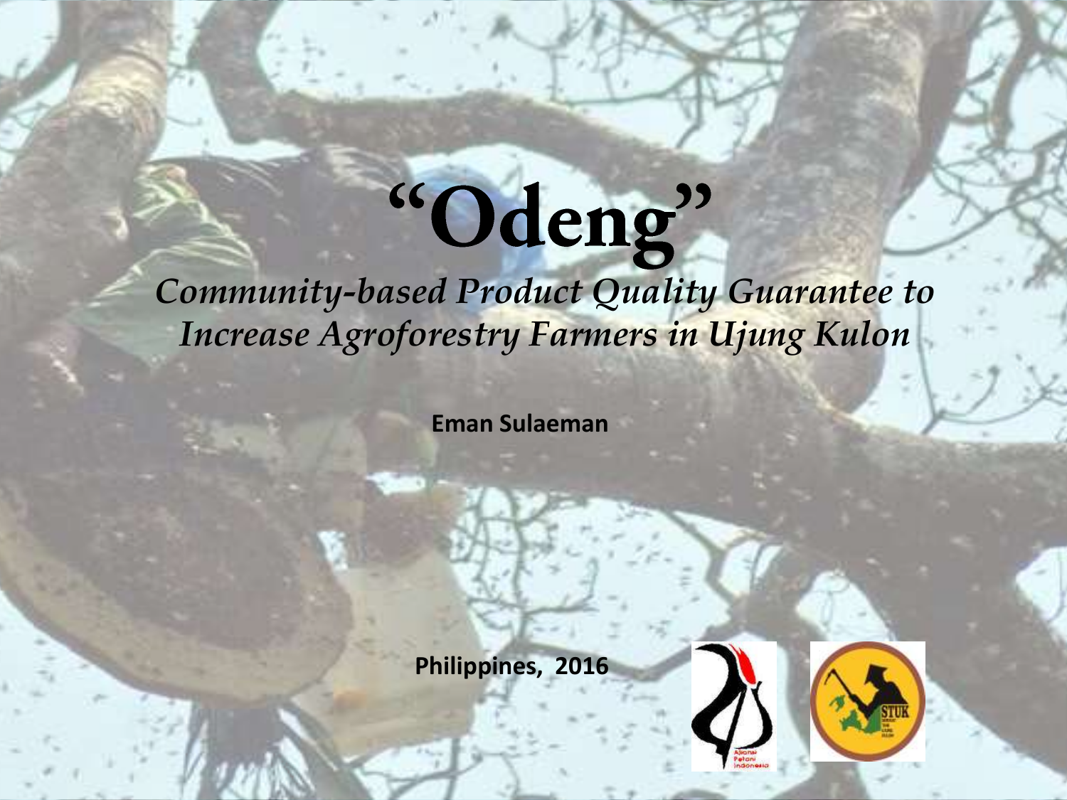# "Odeng"

*Community-based Product Quality Guarantee to Increase Agroforestry Farmers in Ujung Kulon*

**Eman Sulaeman**

**Philippines, 2016**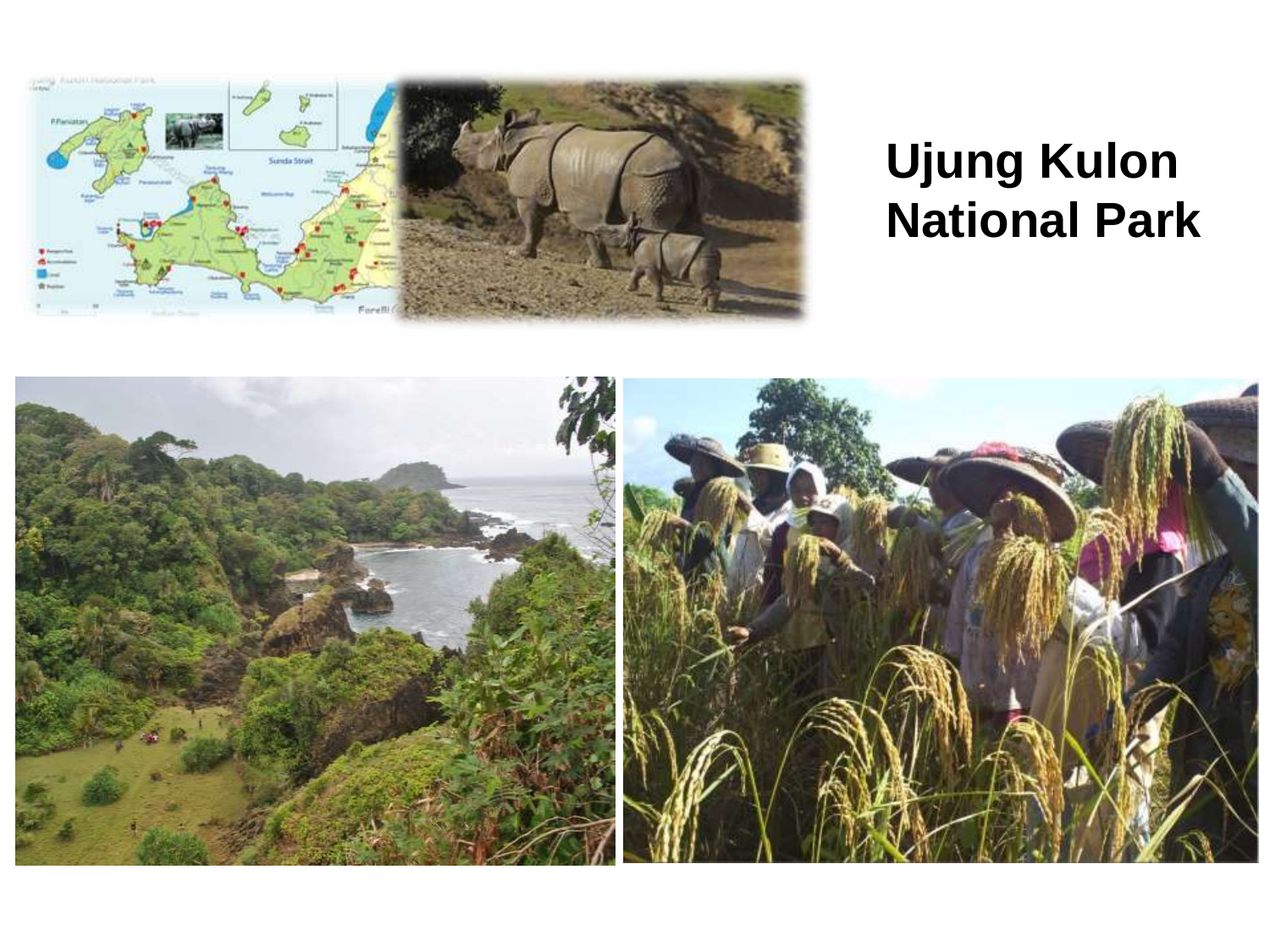# Ujung Kulon National Park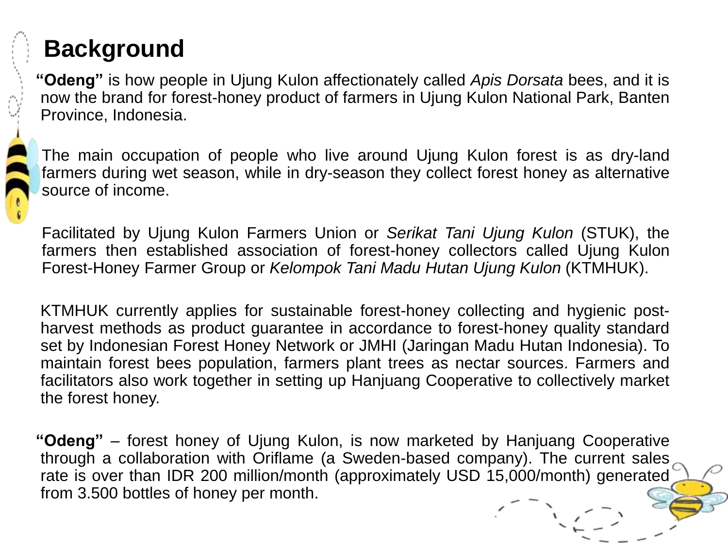# Background

**"Odeng"** is how people in Ujung Kulon affectionately called *Apis Dorsata* bees, and it is now the brand for forest-honey product of farmers in Ujung Kulon National Park, Banten Province, Indonesia.

The main occupation of people who live around Ujung Kulon forest is as dry-land farmers during wet season, while in dry-season they collect forest honey as alternative source of income.

Facilitated by Ujung Kulon Farmers Union or *Serikat Tani Ujung Kulon* (STUK), the farmers then established association of forest-honey collectors called Ujung Kulon Forest-Honey Farmer Group or *Kelompok Tani Madu Hutan Ujung Kulon* (KTMHUK).

KTMHUK currently applies for sustainable forest-honey collecting and hygienic post-harvest methods as product guarantee in accordance to forest-honey quality standard set by Indonesian Forest Honey Network or JMHI (Jaringan Madu Hutan Indonesia). To maintain forest bees population, farmers plant trees as nectar sources. Farmers and facilitators also work together in setting up Hanjuang Cooperative to collectively market the forest honey.

**"Odeng"** – forest honey of Ujung Kulon, is now marketed by Hanjuang Cooperative through a collaboration with Oriflame (a Sweden-based company). The current sales rate is over than IDR 200 million/month (approximately USD 15,000/month) generated from 3.500 bottles of honey per month.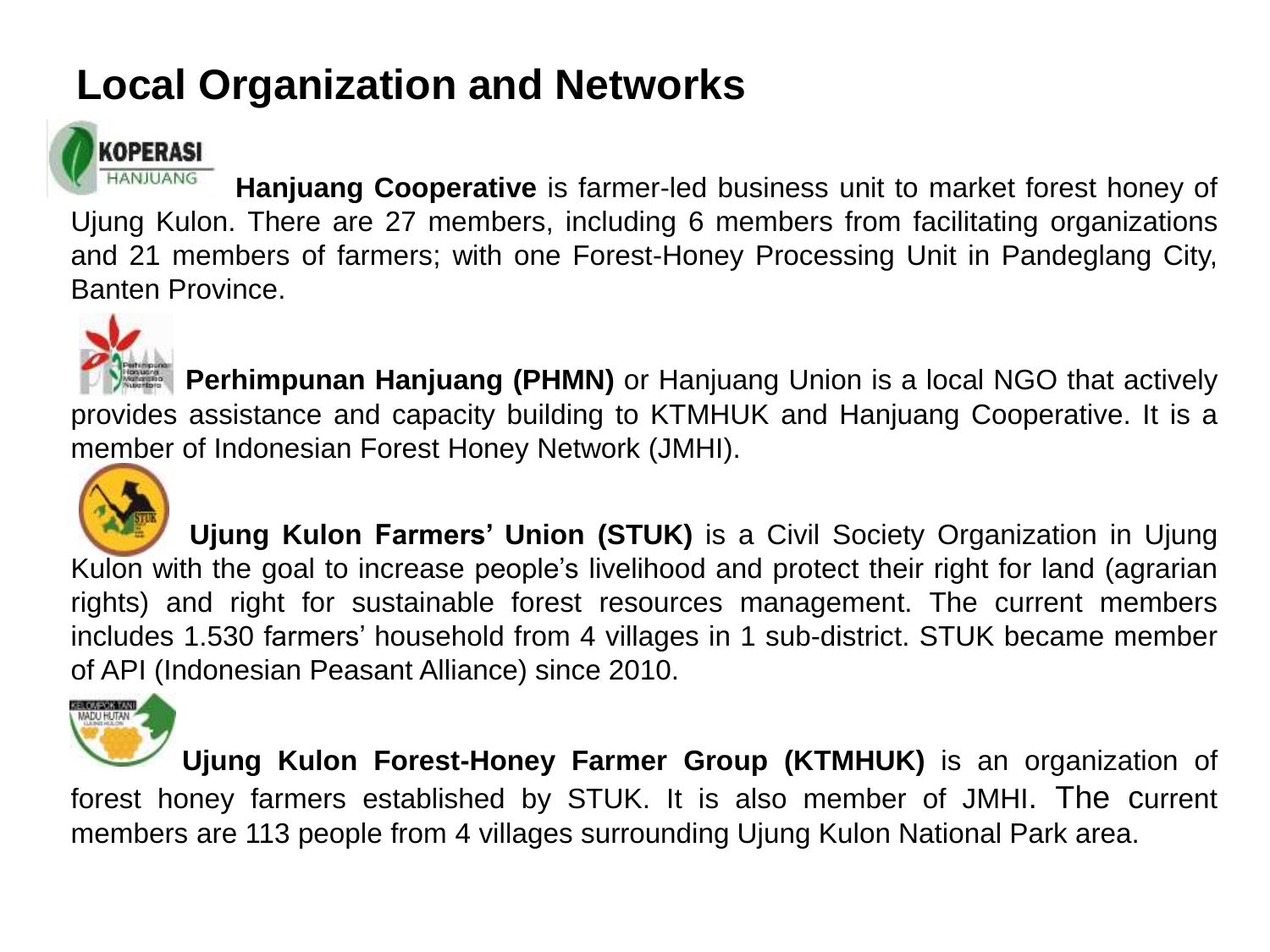# Local Organization and Networks

**Hanjuang Cooperative** is farmer-led business unit to market forest honey of Ujung Kulon. There are 27 members, including 6 members from facilitating organizations and 21 members of farmers; with one Forest-Honey Processing Unit in Pandeglang City, Banten Province.

**Perhimpunan Hanjuang (PHMN)** or Hanjuang Union is a local NGO that actively provides assistance and capacity building to KTMHUK and Hanjuang Cooperative. It is a member of Indonesian Forest Honey Network (JMHI).

**Ujung Kulon Farmers' Union (STUK)** is a Civil Society Organization in Ujung Kulon with the goal to increase people's livelihood and protect their right for land (agrarian rights) and right for sustainable forest resources management. The current members includes 1.530 farmers' household from 4 villages in 1 sub-district. STUK became member of API (Indonesian Peasant Alliance) since 2010.

**Ujung Kulon Forest-Honey Farmer Group (KTMHUK)** is an organization of forest honey farmers established by STUK. It is also member of JMHI. The current members are 113 people from 4 villages surrounding Ujung Kulon National Park area.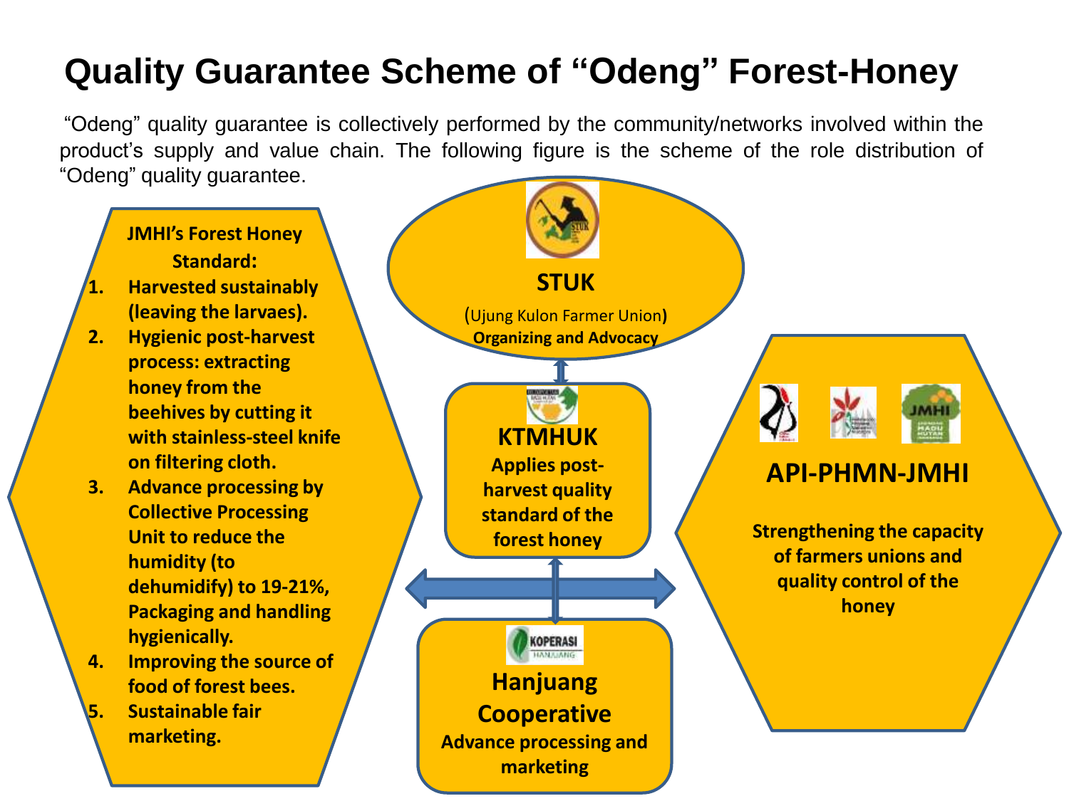# Quality Guarantee Scheme of "Odeng" Forest-Honey

"Odeng" quality guarantee is collectively performed by the community/networks involved within the product's supply and value chain. The following figure is the scheme of the role distribution of "Odeng" quality guarantee.

**JMHI's Forest Honey Standard:**

1. **Harvested sustainably (leaving the larvaes).**
2. **Hygienic post-harvest process: extracting honey from the beehives by cutting it with stainless-steel knife on filtering cloth.**
3. **Advance processing by Collective Processing Unit to reduce the humidity (to dehumidify) to 19-21%, Packaging and handling hygienically.**
4. **Improving the source of food of forest bees.**
5. **Sustainable fair marketing.**

**STUK**

(Ujung Kulon Farmer Union)

**Organizing and Advocacy**

**KTMHUK**

**Applies post-harvest quality standard of the forest honey**

**Hanjuang Cooperative**

**Advance processing and marketing**

**API-PHMN-JMHI**

**Strengthening the capacity of farmers unions and quality control of the honey**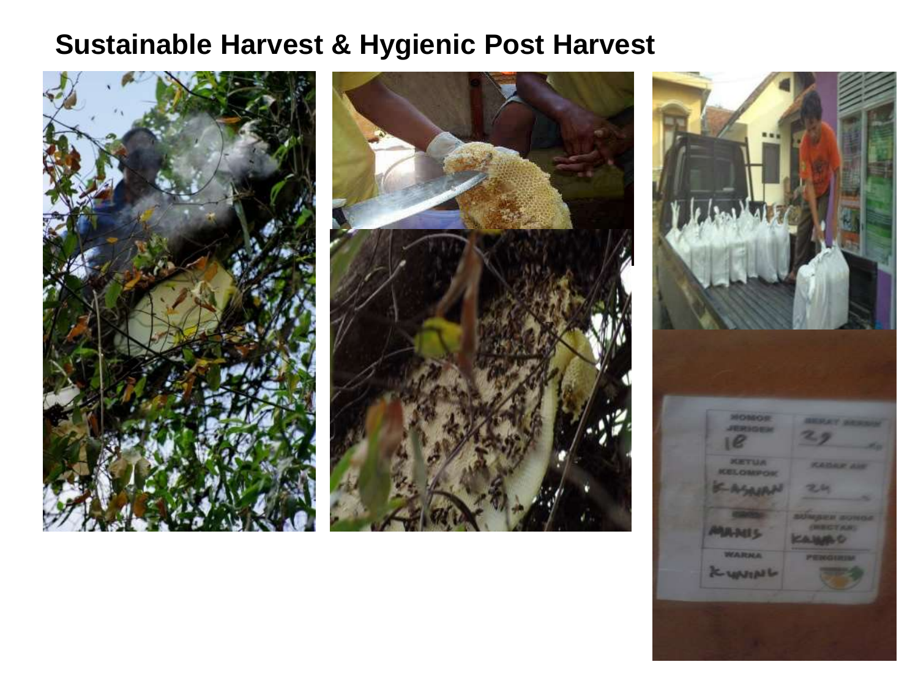# Sustainable Harvest & Hygienic Post Harvest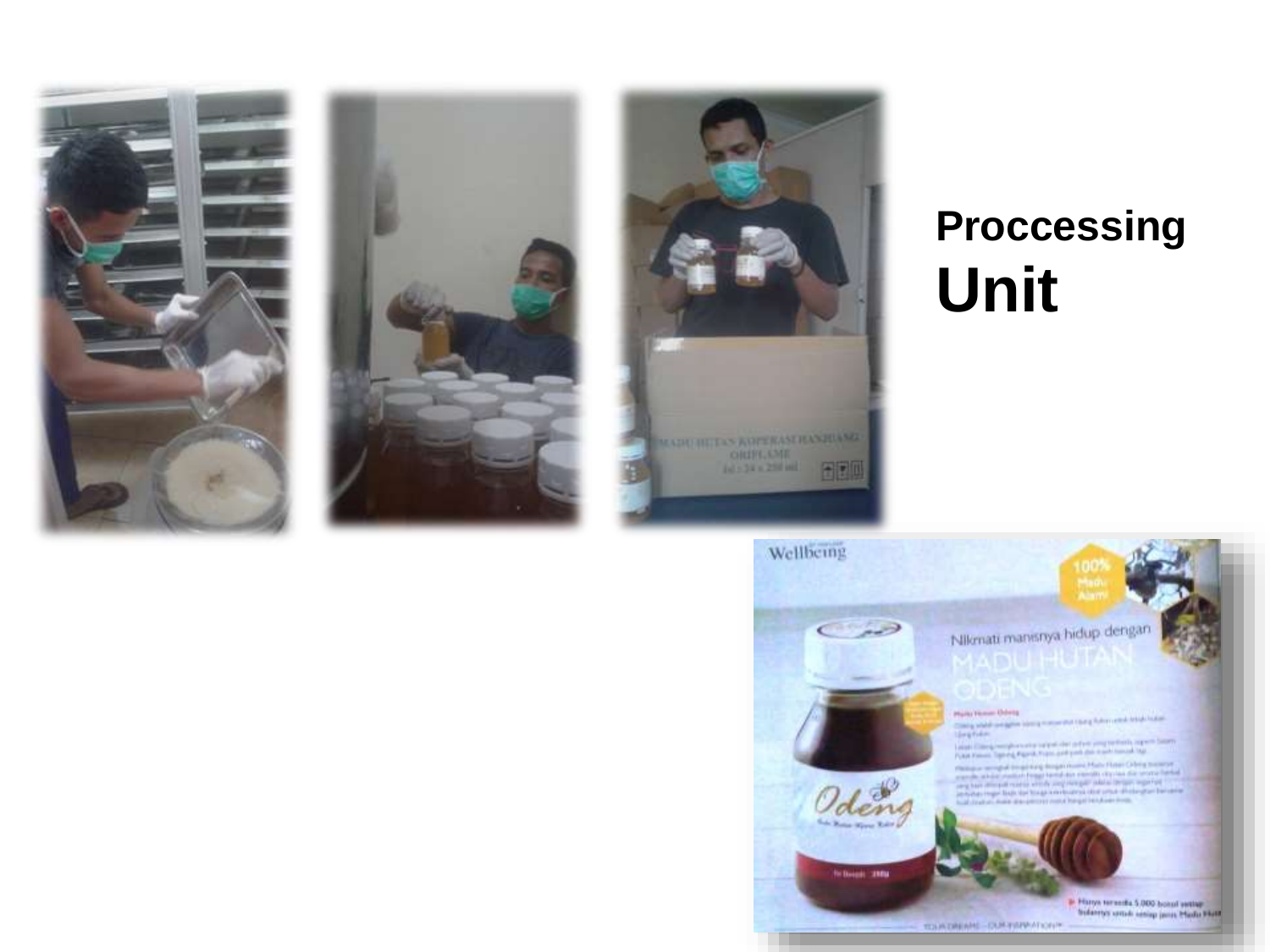# Proccessing Unit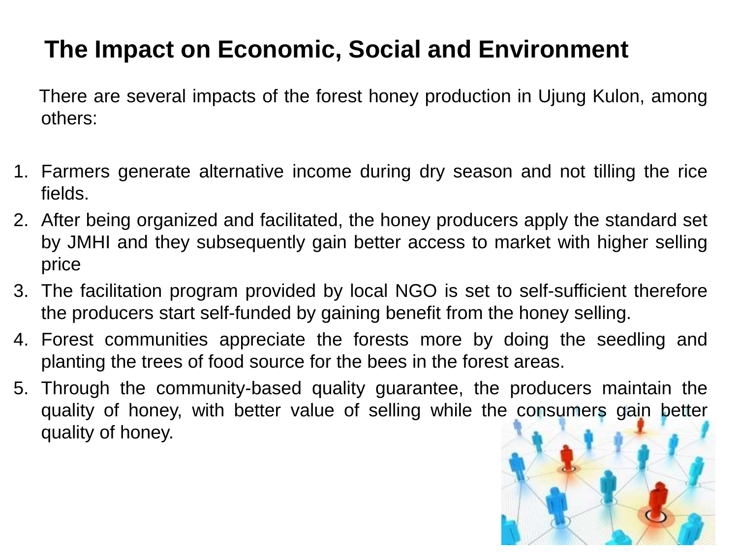# The Impact on Economic, Social and Environment

There are several impacts of the forest honey production in Ujung Kulon, among others:

1. Farmers generate alternative income during dry season and not tilling the rice fields.
2. After being organized and facilitated, the honey producers apply the standard set by JMHI and they subsequently gain better access to market with higher selling price
3. The facilitation program provided by local NGO is set to self-sufficient therefore the producers start self-funded by gaining benefit from the honey selling.
4. Forest communities appreciate the forests more by doing the seedling and planting the trees of food source for the bees in the forest areas.
5. Through the community-based quality guarantee, the producers maintain the quality of honey, with better value of selling while the consumers gain better quality of honey.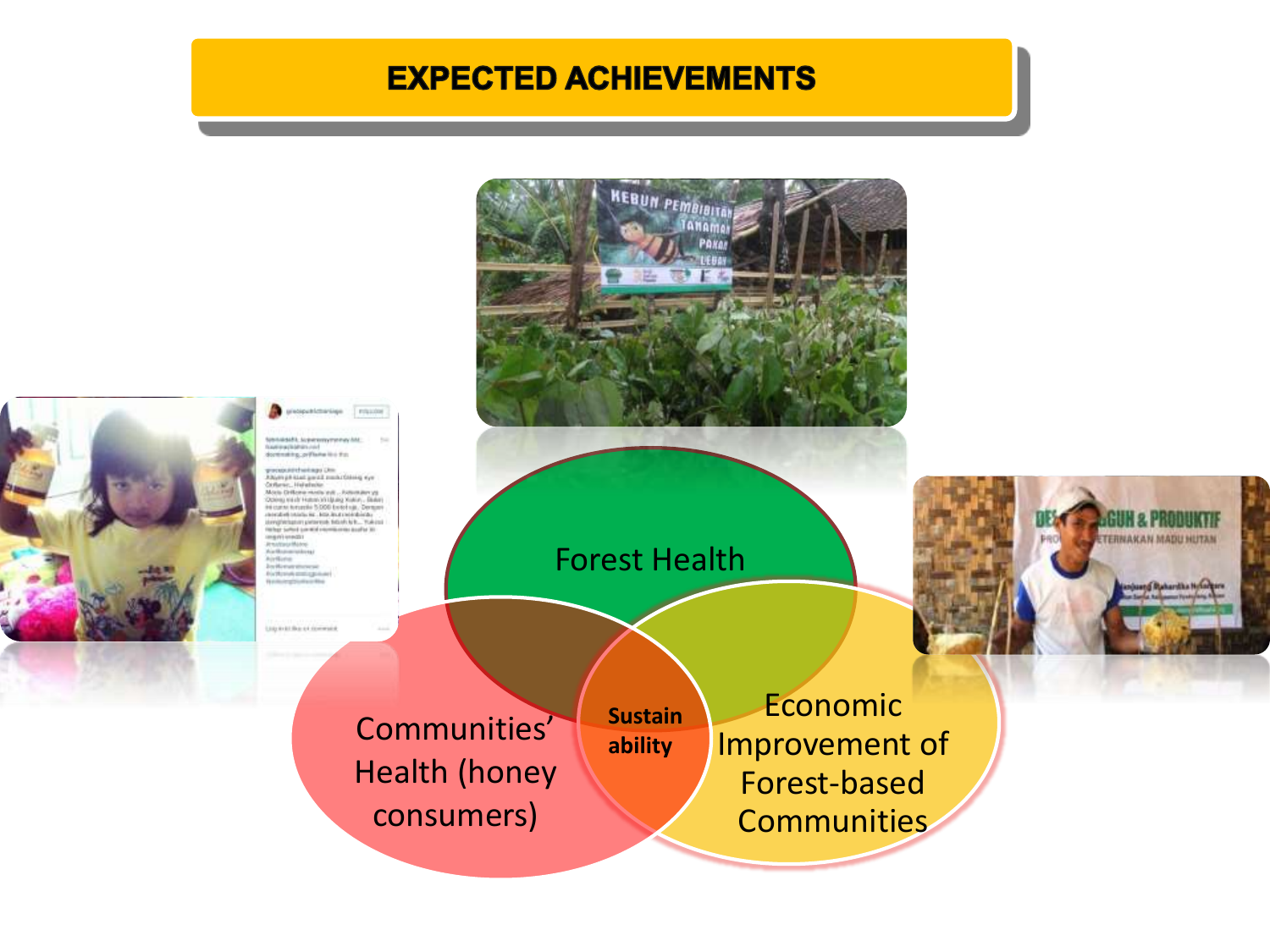# EXPECTED ACHIEVEMENTS

Forest Health

Communities' Health (honey consumers)

Economic Improvement of Forest-based Communities

**Sustain ability**